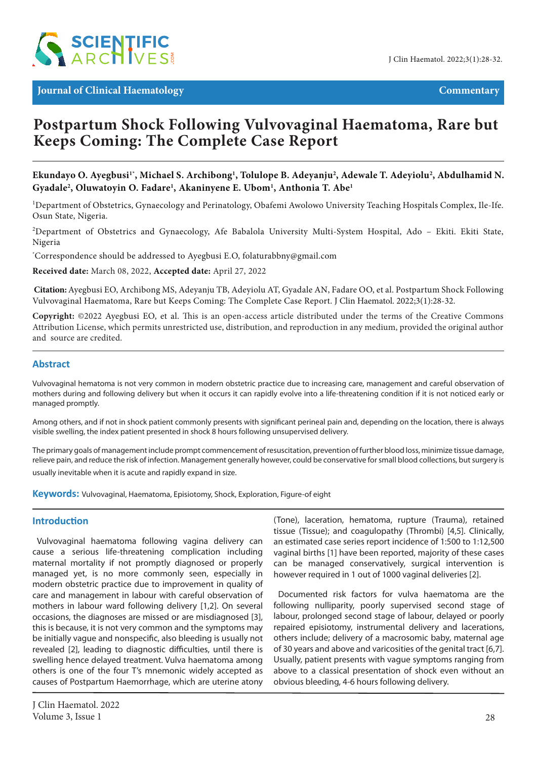Journal of Clinical Haematology — Commentary

# Postpartum Shock Following Vulvovaginal Haematoma, Rare but Keeps Coming: The Complete Case Report

**Ekundayo O. Ayegbusi[1*], Michael S. Archibong[1], Tolulope B. Adeyanju[2], Adewale T. Adeyiolu[2], Abdulhamid N. Gyadale[2], Oluwatoyin O. Fadare[1], Akaninyene E. Ubom[1], Anthonia T. Abe[1]**

[1]Department of Obstetrics, Gynaecology and Perinatology, Obafemi Awolowo University Teaching Hospitals Complex, Ile-Ife. Osun State, Nigeria.

[2]Department of Obstetrics and Gynaecology, Afe Babalola University Multi-System Hospital, Ado – Ekiti. Ekiti State, Nigeria

[*]Correspondence should be addressed to Ayegbusi E.O, folaturabbny@gmail.com

**Received date:** March 08, 2022, **Accepted date:** April 27, 2022

**Citation:** Ayegbusi EO, Archibong MS, Adeyanju TB, Adeyiolu AT, Gyadale AN, Fadare OO, et al. Postpartum Shock Following Vulvovaginal Haematoma, Rare but Keeps Coming: The Complete Case Report. J Clin Haematol. 2022;3(1):28-32.

**Copyright:** ©2022 Ayegbusi EO, et al. This is an open-access article distributed under the terms of the Creative Commons Attribution License, which permits unrestricted use, distribution, and reproduction in any medium, provided the original author and source are credited.

## Abstract

Vulvovaginal hematoma is not very common in modern obstetric practice due to increasing care, management and careful observation of mothers during and following delivery but when it occurs it can rapidly evolve into a life-threatening condition if it is not noticed early or managed promptly.

Among others, and if not in shock patient commonly presents with significant perineal pain and, depending on the location, there is always visible swelling, the index patient presented in shock 8 hours following unsupervised delivery.

The primary goals of management include prompt commencement of resuscitation, prevention of further blood loss, minimize tissue damage, relieve pain, and reduce the risk of infection. Management generally however, could be conservative for small blood collections, but surgery is usually inevitable when it is acute and rapidly expand in size.

**Keywords:** Vulvovaginal, Haematoma, Episiotomy, Shock, Exploration, Figure-of eight

## Introduction

Vulvovaginal haematoma following vagina delivery can cause a serious life-threatening complication including maternal mortality if not promptly diagnosed or properly managed yet, is no more commonly seen, especially in modern obstetric practice due to improvement in quality of care and management in labour with careful observation of mothers in labour ward following delivery [1,2]. On several occasions, the diagnoses are missed or are misdiagnosed [3], this is because, it is not very common and the symptoms may be initially vague and nonspecific, also bleeding is usually not revealed [2], leading to diagnostic difficulties, until there is swelling hence delayed treatment. Vulva haematoma among others is one of the four T's mnemonic widely accepted as causes of Postpartum Haemorrhage, which are uterine atony (Tone), laceration, hematoma, rupture (Trauma), retained tissue (Tissue); and coagulopathy (Thrombi) [4,5]. Clinically, an estimated case series report incidence of 1:500 to 1:12,500 vaginal births [1] have been reported, majority of these cases can be managed conservatively, surgical intervention is however required in 1 out of 1000 vaginal deliveries [2].

Documented risk factors for vulva haematoma are the following nulliparity, poorly supervised second stage of labour, prolonged second stage of labour, delayed or poorly repaired episiotomy, instrumental delivery and lacerations, others include; delivery of a macrosomic baby, maternal age of 30 years and above and varicosities of the genital tract [6,7]. Usually, patient presents with vague symptoms ranging from above to a classical presentation of shock even without an obvious bleeding, 4-6 hours following delivery.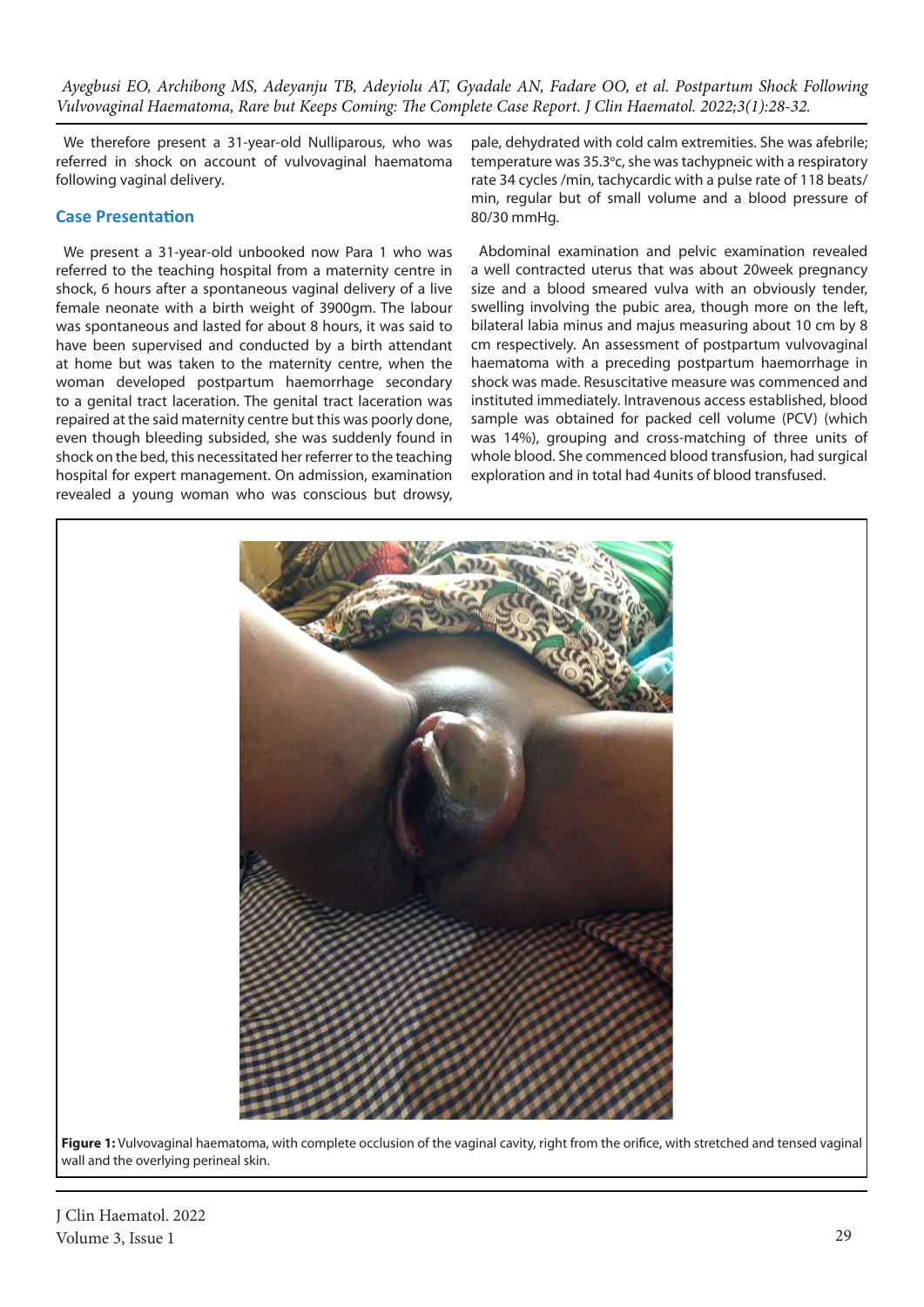We therefore present a 31-year-old Nulliparous, who was referred in shock on account of vulvovaginal haematoma following vaginal delivery.

## Case Presentation

We present a 31-year-old unbooked now Para 1 who was referred to the teaching hospital from a maternity centre in shock, 6 hours after a spontaneous vaginal delivery of a live female neonate with a birth weight of 3900gm. The labour was spontaneous and lasted for about 8 hours, it was said to have been supervised and conducted by a birth attendant at home but was taken to the maternity centre, when the woman developed postpartum haemorrhage secondary to a genital tract laceration. The genital tract laceration was repaired at the said maternity centre but this was poorly done, even though bleeding subsided, she was suddenly found in shock on the bed, this necessitated her referrer to the teaching hospital for expert management. On admission, examination revealed a young woman who was conscious but drowsy, pale, dehydrated with cold calm extremities. She was afebrile; temperature was 35.3°c, she was tachypneic with a respiratory rate 34 cycles /min, tachycardic with a pulse rate of 118 beats/min, regular but of small volume and a blood pressure of 80/30 mmHg.

Abdominal examination and pelvic examination revealed a well contracted uterus that was about 20week pregnancy size and a blood smeared vulva with an obviously tender, swelling involving the pubic area, though more on the left, bilateral labia minus and majus measuring about 10 cm by 8 cm respectively. An assessment of postpartum vulvovaginal haematoma with a preceding postpartum haemorrhage in shock was made. Resuscitative measure was commenced and instituted immediately. Intravenous access established, blood sample was obtained for packed cell volume (PCV) (which was 14%), grouping and cross-matching of three units of whole blood. She commenced blood transfusion, had surgical exploration and in total had 4units of blood transfused.

**Figure 1:** Vulvovaginal haematoma, with complete occlusion of the vaginal cavity, right from the orifice, with stretched and tensed vaginal wall and the overlying perineal skin.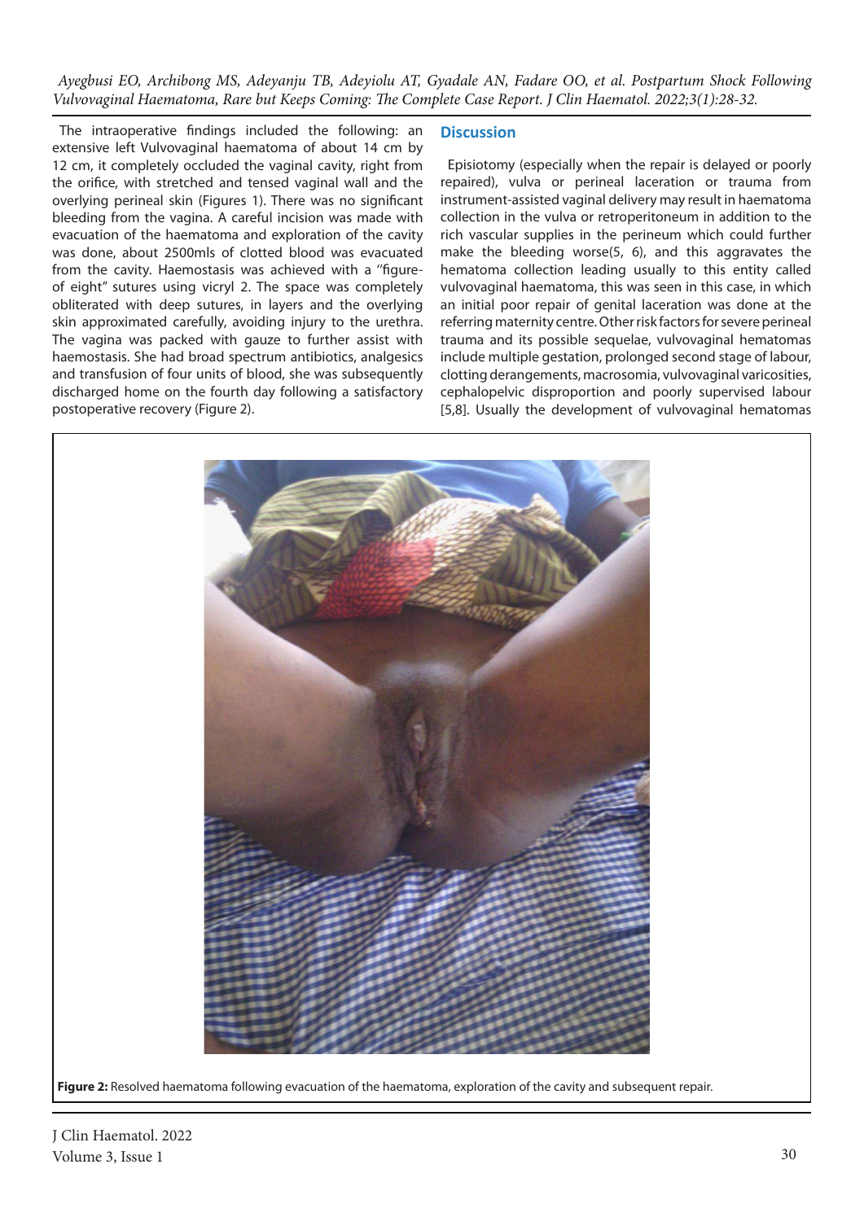The intraoperative findings included the following: an extensive left Vulvovaginal haematoma of about 14 cm by 12 cm, it completely occluded the vaginal cavity, right from the orifice, with stretched and tensed vaginal wall and the overlying perineal skin (Figures 1). There was no significant bleeding from the vagina. A careful incision was made with evacuation of the haematoma and exploration of the cavity was done, about 2500mls of clotted blood was evacuated from the cavity. Haemostasis was achieved with a "figure-of eight" sutures using vicryl 2. The space was completely obliterated with deep sutures, in layers and the overlying skin approximated carefully, avoiding injury to the urethra. The vagina was packed with gauze to further assist with haemostasis. She had broad spectrum antibiotics, analgesics and transfusion of four units of blood, she was subsequently discharged home on the fourth day following a satisfactory postoperative recovery (Figure 2).

## Discussion

Episiotomy (especially when the repair is delayed or poorly repaired), vulva or perineal laceration or trauma from instrument-assisted vaginal delivery may result in haematoma collection in the vulva or retroperitoneum in addition to the rich vascular supplies in the perineum which could further make the bleeding worse(5, 6), and this aggravates the hematoma collection leading usually to this entity called vulvovaginal haematoma, this was seen in this case, in which an initial poor repair of genital laceration was done at the referring maternity centre. Other risk factors for severe perineal trauma and its possible sequelae, vulvovaginal hematomas include multiple gestation, prolonged second stage of labour, clotting derangements, macrosomia, vulvovaginal varicosities, cephalopelvic disproportion and poorly supervised labour [5,8]. Usually the development of vulvovaginal hematomas

**Figure 2:** Resolved haematoma following evacuation of the haematoma, exploration of the cavity and subsequent repair.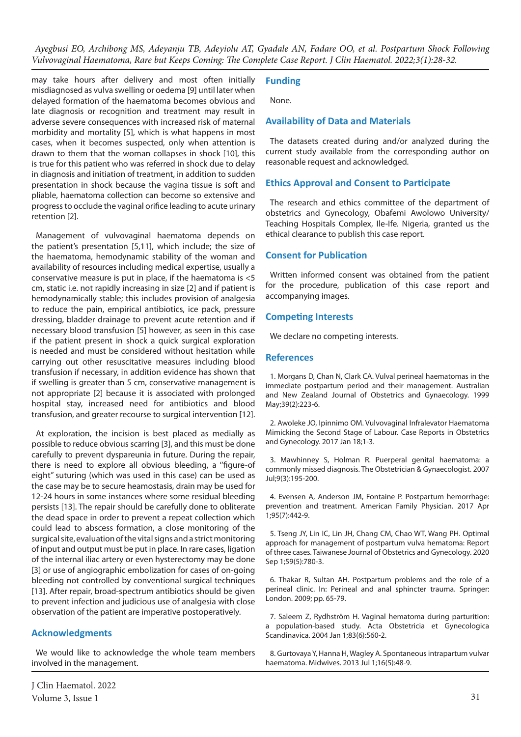may take hours after delivery and most often initially misdiagnosed as vulva swelling or oedema [9] until later when delayed formation of the haematoma becomes obvious and late diagnosis or recognition and treatment may result in adverse severe consequences with increased risk of maternal morbidity and mortality [5], which is what happens in most cases, when it becomes suspected, only when attention is drawn to them that the woman collapses in shock [10], this is true for this patient who was referred in shock due to delay in diagnosis and initiation of treatment, in addition to sudden presentation in shock because the vagina tissue is soft and pliable, haematoma collection can become so extensive and progress to occlude the vaginal orifice leading to acute urinary retention [2].

Management of vulvovaginal haematoma depends on the patient's presentation [5,11], which include; the size of the haematoma, hemodynamic stability of the woman and availability of resources including medical expertise, usually a conservative measure is put in place, if the haematoma is <5 cm, static i.e. not rapidly increasing in size [2] and if patient is hemodynamically stable; this includes provision of analgesia to reduce the pain, empirical antibiotics, ice pack, pressure dressing, bladder drainage to prevent acute retention and if necessary blood transfusion [5] however, as seen in this case if the patient present in shock a quick surgical exploration is needed and must be considered without hesitation while carrying out other resuscitative measures including blood transfusion if necessary, in addition evidence has shown that if swelling is greater than 5 cm, conservative management is not appropriate [2] because it is associated with prolonged hospital stay, increased need for antibiotics and blood transfusion, and greater recourse to surgical intervention [12].

At exploration, the incision is best placed as medially as possible to reduce obvious scarring [3], and this must be done carefully to prevent dyspareunia in future. During the repair, there is need to explore all obvious bleeding, a "figure-of eight" suturing (which was used in this case) can be used as the case may be to secure heamostasis, drain may be used for 12-24 hours in some instances where some residual bleeding persists [13]. The repair should be carefully done to obliterate the dead space in order to prevent a repeat collection which could lead to abscess formation, a close monitoring of the surgical site, evaluation of the vital signs and a strict monitoring of input and output must be put in place. In rare cases, ligation of the internal iliac artery or even hysterectomy may be done [3] or use of angiographic embolization for cases of on-going bleeding not controlled by conventional surgical techniques [13]. After repair, broad-spectrum antibiotics should be given to prevent infection and judicious use of analgesia with close observation of the patient are imperative postoperatively.

## Acknowledgments

We would like to acknowledge the whole team members involved in the management.

## Funding

None.

## Availability of Data and Materials

The datasets created during and/or analyzed during the current study available from the corresponding author on reasonable request and acknowledged.

## Ethics Approval and Consent to Participate

The research and ethics committee of the department of obstetrics and Gynecology, Obafemi Awolowo University/ Teaching Hospitals Complex, Ile-Ife. Nigeria, granted us the ethical clearance to publish this case report.

## Consent for Publication

Written informed consent was obtained from the patient for the procedure, publication of this case report and accompanying images.

## Competing Interests

We declare no competing interests.

## References

1. Morgans D, Chan N, Clark CA. Vulval perineal haematomas in the immediate postpartum period and their management. Australian and New Zealand Journal of Obstetrics and Gynaecology. 1999 May;39(2):223-6.

2. Awoleke JO, Ipinnimo OM. Vulvovaginal Infralevator Haematoma Mimicking the Second Stage of Labour. Case Reports in Obstetrics and Gynecology. 2017 Jan 18;1-3.

3. Mawhinney S, Holman R. Puerperal genital haematoma: a commonly missed diagnosis. The Obstetrician & Gynaecologist. 2007 Jul;9(3):195-200.

4. Evensen A, Anderson JM, Fontaine P. Postpartum hemorrhage: prevention and treatment. American Family Physician. 2017 Apr 1;95(7):442-9.

5. Tseng JY, Lin IC, Lin JH, Chang CM, Chao WT, Wang PH. Optimal approach for management of postpartum vulva hematoma: Report of three cases. Taiwanese Journal of Obstetrics and Gynecology. 2020 Sep 1;59(5):780-3.

6. Thakar R, Sultan AH. Postpartum problems and the role of a perineal clinic. In: Perineal and anal sphincter trauma. Springer: London. 2009; pp. 65-79.

7. Saleem Z, Rydhström H. Vaginal hematoma during parturition: a population-based study. Acta Obstetricia et Gynecologica Scandinavica. 2004 Jan 1;83(6):560-2.

8. Gurtovaya Y, Hanna H, Wagley A. Spontaneous intrapartum vulvar haematoma. Midwives. 2013 Jul 1;16(5):48-9.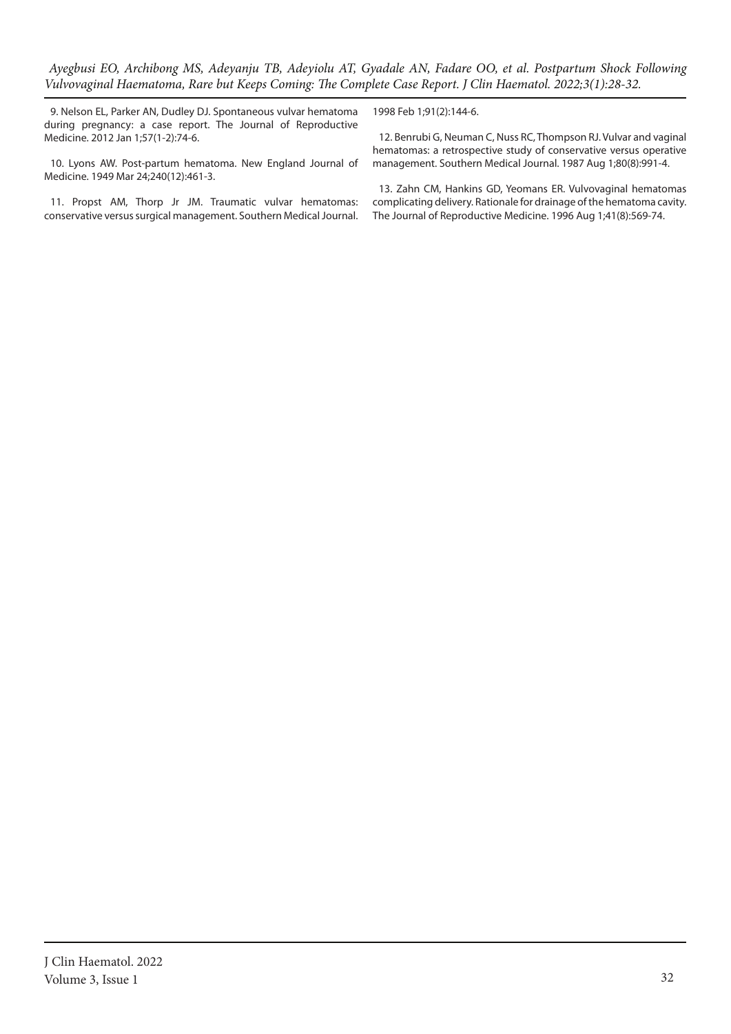9. Nelson EL, Parker AN, Dudley DJ. Spontaneous vulvar hematoma during pregnancy: a case report. The Journal of Reproductive Medicine. 2012 Jan 1;57(1-2):74-6.

10. Lyons AW. Post-partum hematoma. New England Journal of Medicine. 1949 Mar 24;240(12):461-3.

11. Propst AM, Thorp Jr JM. Traumatic vulvar hematomas: conservative versus surgical management. Southern Medical Journal. 1998 Feb 1;91(2):144-6.

12. Benrubi G, Neuman C, Nuss RC, Thompson RJ. Vulvar and vaginal hematomas: a retrospective study of conservative versus operative management. Southern Medical Journal. 1987 Aug 1;80(8):991-4.

13. Zahn CM, Hankins GD, Yeomans ER. Vulvovaginal hematomas complicating delivery. Rationale for drainage of the hematoma cavity. The Journal of Reproductive Medicine. 1996 Aug 1;41(8):569-74.